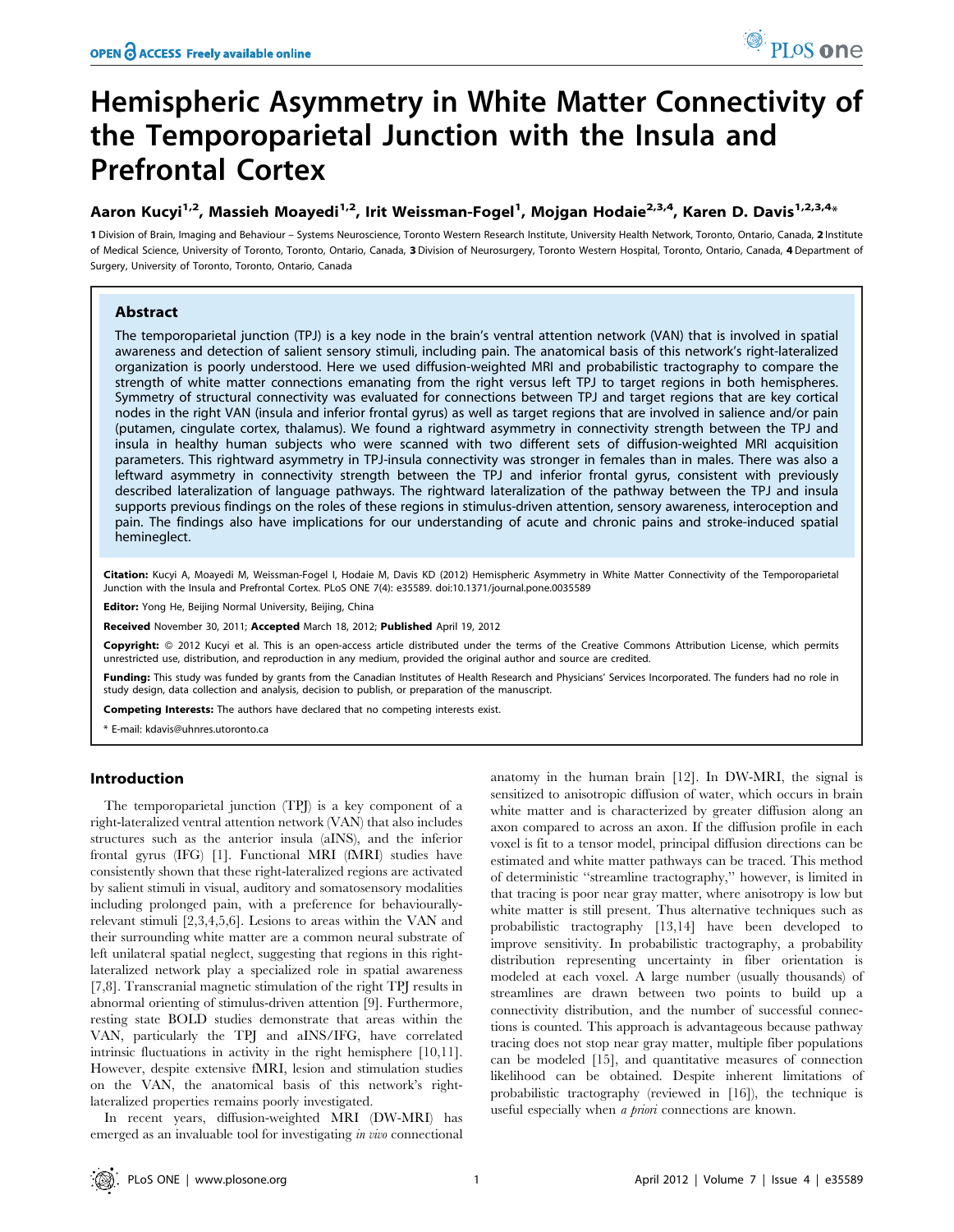# Hemispheric Asymmetry in White Matter Connectivity of the Temporoparietal Junction with the Insula and Prefrontal Cortex

**Aaron Kucyi[1,2], Massieh Moayedi[1,2], Irit Weissman-Fogel[1], Mojgan Hodaie[2,3,4], Karen D. Davis[1,2,3,4]***

**1** Division of Brain, Imaging and Behaviour – Systems Neuroscience, Toronto Western Research Institute, University Health Network, Toronto, Ontario, Canada, **2** Institute of Medical Science, University of Toronto, Toronto, Ontario, Canada, **3** Division of Neurosurgery, Toronto Western Hospital, Toronto, Ontario, Canada, **4** Department of Surgery, University of Toronto, Toronto, Ontario, Canada

## Abstract

The temporoparietal junction (TPJ) is a key node in the brain's ventral attention network (VAN) that is involved in spatial awareness and detection of salient sensory stimuli, including pain. The anatomical basis of this network's right-lateralized organization is poorly understood. Here we used diffusion-weighted MRI and probabilistic tractography to compare the strength of white matter connections emanating from the right versus left TPJ to target regions in both hemispheres. Symmetry of structural connectivity was evaluated for connections between TPJ and target regions that are key cortical nodes in the right VAN (insula and inferior frontal gyrus) as well as target regions that are involved in salience and/or pain (putamen, cingulate cortex, thalamus). We found a rightward asymmetry in connectivity strength between the TPJ and insula in healthy human subjects who were scanned with two different sets of diffusion-weighted MRI acquisition parameters. This rightward asymmetry in TPJ-insula connectivity was stronger in females than in males. There was also a leftward asymmetry in connectivity strength between the TPJ and inferior frontal gyrus, consistent with previously described lateralization of language pathways. The rightward lateralization of the pathway between the TPJ and insula supports previous findings on the roles of these regions in stimulus-driven attention, sensory awareness, interoception and pain. The findings also have implications for our understanding of acute and chronic pains and stroke-induced spatial hemineglect.

**Citation:** Kucyi A, Moayedi M, Weissman-Fogel I, Hodaie M, Davis KD (2012) Hemispheric Asymmetry in White Matter Connectivity of the Temporoparietal Junction with the Insula and Prefrontal Cortex. PLoS ONE 7(4): e35589. doi:10.1371/journal.pone.0035589

**Editor:** Yong He, Beijing Normal University, Beijing, China

**Received** November 30, 2011; **Accepted** March 18, 2012; **Published** April 19, 2012

**Copyright:** © 2012 Kucyi et al. This is an open-access article distributed under the terms of the Creative Commons Attribution License, which permits unrestricted use, distribution, and reproduction in any medium, provided the original author and source are credited.

**Funding:** This study was funded by grants from the Canadian Institutes of Health Research and Physicians' Services Incorporated. The funders had no role in study design, data collection and analysis, decision to publish, or preparation of the manuscript.

**Competing Interests:** The authors have declared that no competing interests exist.

* E-mail: kdavis@uhnres.utoronto.ca

## Introduction

The temporoparietal junction (TPJ) is a key component of a right-lateralized ventral attention network (VAN) that also includes structures such as the anterior insula (aINS), and the inferior frontal gyrus (IFG) [1]. Functional MRI (fMRI) studies have consistently shown that these right-lateralized regions are activated by salient stimuli in visual, auditory and somatosensory modalities including prolonged pain, with a preference for behaviourally-relevant stimuli [2,3,4,5,6]. Lesions to areas within the VAN and their surrounding white matter are a common neural substrate of left unilateral spatial neglect, suggesting that regions in this right-lateralized network play a specialized role in spatial awareness [7,8]. Transcranial magnetic stimulation of the right TPJ results in abnormal orienting of stimulus-driven attention [9]. Furthermore, resting state BOLD studies demonstrate that areas within the VAN, particularly the TPJ and aINS/IFG, have correlated intrinsic fluctuations in activity in the right hemisphere [10,11]. However, despite extensive fMRI, lesion and stimulation studies on the VAN, the anatomical basis of this network's right-lateralized properties remains poorly investigated.

In recent years, diffusion-weighted MRI (DW-MRI) has emerged as an invaluable tool for investigating *in vivo* connectional anatomy in the human brain [12]. In DW-MRI, the signal is sensitized to anisotropic diffusion of water, which occurs in brain white matter and is characterized by greater diffusion along an axon compared to across an axon. If the diffusion profile in each voxel is fit to a tensor model, principal diffusion directions can be estimated and white matter pathways can be traced. This method of deterministic "streamline tractography," however, is limited in that tracing is poor near gray matter, where anisotropy is low but white matter is still present. Thus alternative techniques such as probabilistic tractography [13,14] have been developed to improve sensitivity. In probabilistic tractography, a probability distribution representing uncertainty in fiber orientation is modeled at each voxel. A large number (usually thousands) of streamlines are drawn between two points to build up a connectivity distribution, and the number of successful connections is counted. This approach is advantageous because pathway tracing does not stop near gray matter, multiple fiber populations can be modeled [15], and quantitative measures of connection likelihood can be obtained. Despite inherent limitations of probabilistic tractography (reviewed in [16]), the technique is useful especially when *a priori* connections are known.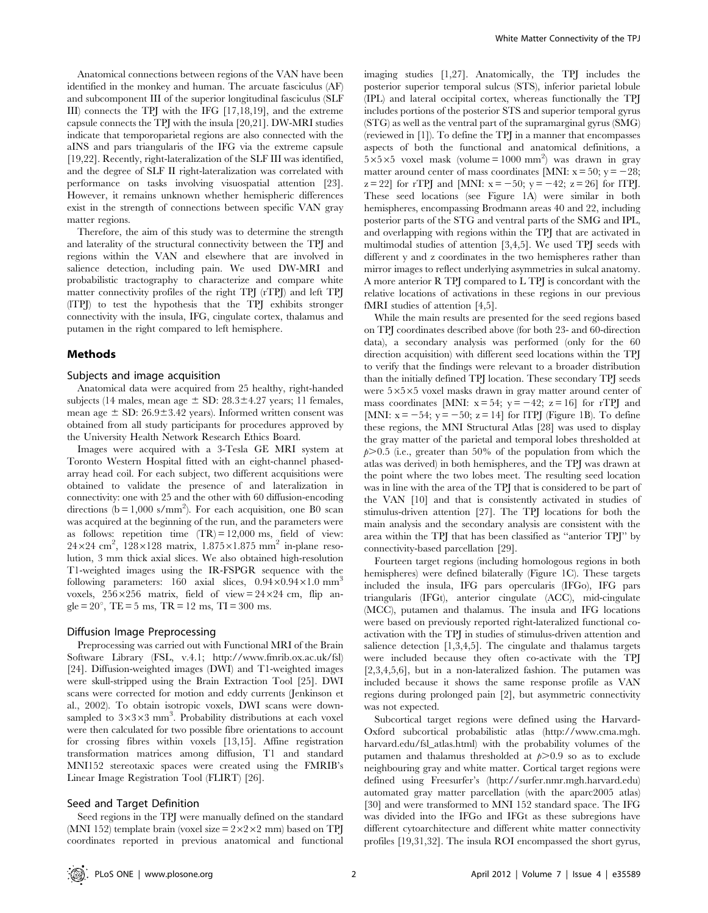Anatomical connections between regions of the VAN have been identified in the monkey and human. The arcuate fasciculus (AF) and subcomponent III of the superior longitudinal fasciculus (SLF III) connects the TPJ with the IFG [17,18,19], and the extreme capsule connects the TPJ with the insula [20,21]. DW-MRI studies indicate that temporoparietal regions are also connected with the aINS and pars triangularis of the IFG via the extreme capsule [19,22]. Recently, right-lateralization of the SLF III was identified, and the degree of SLF II right-lateralization was correlated with performance on tasks involving visuospatial attention [23]. However, it remains unknown whether hemispheric differences exist in the strength of connections between specific VAN gray matter regions.

Therefore, the aim of this study was to determine the strength and laterality of the structural connectivity between the TPJ and regions within the VAN and elsewhere that are involved in salience detection, including pain. We used DW-MRI and probabilistic tractography to characterize and compare white matter connectivity profiles of the right TPJ (rTPJ) and left TPJ (lTPJ) to test the hypothesis that the TPJ exhibits stronger connectivity with the insula, IFG, cingulate cortex, thalamus and putamen in the right compared to left hemisphere.

## Methods

### Subjects and image acquisition

Anatomical data were acquired from 25 healthy, right-handed subjects (14 males, mean age $\pm$ SD: $28.3 \pm 4.27$ years; 11 females, mean age $\pm$ SD: $26.9 \pm 3.42$ years). Informed written consent was obtained from all study participants for procedures approved by the University Health Network Research Ethics Board.

Images were acquired with a 3-Tesla GE MRI system at Toronto Western Hospital fitted with an eight-channel phased-array head coil. For each subject, two different acquisitions were obtained to validate the presence of and lateralization in connectivity: one with 25 and the other with 60 diffusion-encoding directions ($b = 1{,}000$ s/mm$^2$). For each acquisition, one B0 scan was acquired at the beginning of the run, and the parameters were as follows: repetition time (TR) = 12,000 ms, field of view: $24 \times 24$ cm$^2$, $128 \times 128$ matrix, $1.875 \times 1.875$ mm$^2$ in-plane resolution, 3 mm thick axial slices. We also obtained high-resolution T1-weighted images using the IR-FSPGR sequence with the following parameters: 160 axial slices, $0.94 \times 0.94 \times 1.0$ mm$^3$ voxels, $256 \times 256$ matrix, field of view = $24 \times 24$ cm, flip angle = 20°, TE = 5 ms, TR = 12 ms, TI = 300 ms.

### Diffusion Image Preprocessing

Preprocessing was carried out with Functional MRI of the Brain Software Library (FSL, v.4.1; http://www.fmrib.ox.ac.uk/fsl) [24]. Diffusion-weighted images (DWI) and T1-weighted images were skull-stripped using the Brain Extraction Tool [25]. DWI scans were corrected for motion and eddy currents (Jenkinson et al., 2002). To obtain isotropic voxels, DWI scans were down-sampled to $3 \times 3 \times 3$ mm$^3$. Probability distributions at each voxel were then calculated for two possible fibre orientations to account for crossing fibres within voxels [13,15]. Affine registration transformation matrices among diffusion, T1 and standard MNI152 stereotaxic spaces were created using the FMRIB's Linear Image Registration Tool (FLIRT) [26].

### Seed and Target Definition

Seed regions in the TPJ were manually defined on the standard (MNI 152) template brain (voxel size = $2 \times 2 \times 2$ mm) based on TPJ coordinates reported in previous anatomical and functional imaging studies [1,27]. Anatomically, the TPJ includes the posterior superior temporal sulcus (STS), inferior parietal lobule (IPL) and lateral occipital cortex, whereas functionally the TPJ includes portions of the posterior STS and superior temporal gyrus (STG) as well as the ventral part of the supramarginal gyrus (SMG) (reviewed in [1]). To define the TPJ in a manner that encompasses aspects of both the functional and anatomical definitions, a $5 \times 5 \times 5$ voxel mask (volume = 1000 mm$^2$) was drawn in gray matter around center of mass coordinates [MNI: x = 50; y = −28; z = 22] for rTPJ and [MNI: x = −50; y = −42; z = 26] for lTPJ. These seed locations (see Figure 1A) were similar in both hemispheres, encompassing Brodmann areas 40 and 22, including posterior parts of the STG and ventral parts of the SMG and IPL, and overlapping with regions within the TPJ that are activated in multimodal studies of attention [3,4,5]. We used TPJ seeds with different y and z coordinates in the two hemispheres rather than mirror images to reflect underlying asymmetries in sulcal anatomy. A more anterior R TPJ compared to L TPJ is concordant with the relative locations of activations in these regions in our previous fMRI studies of attention [4,5].

While the main results are presented for the seed regions based on TPJ coordinates described above (for both 23- and 60-direction data), a secondary analysis was performed (only for the 60 direction acquisition) with different seed locations within the TPJ to verify that the findings were relevant to a broader distribution than the initially defined TPJ location. These secondary TPJ seeds were $5 \times 5 \times 5$ voxel masks drawn in gray matter around center of mass coordinates [MNI: x = 54; y = −42; z = 16] for rTPJ and [MNI: x = −54; y = −50; z = 14] for lTPJ (Figure 1B). To define these regions, the MNI Structural Atlas [28] was used to display the gray matter of the parietal and temporal lobes thresholded at $p > 0.5$ (i.e., greater than 50% of the population from which the atlas was derived) in both hemispheres, and the TPJ was drawn at the point where the two lobes meet. The resulting seed location was in line with the area of the TPJ that is considered to be part of the VAN [10] and that is consistently activated in studies of stimulus-driven attention [27]. The TPJ locations for both the main analysis and the secondary analysis are consistent with the area within the TPJ that has been classified as "anterior TPJ" by connectivity-based parcellation [29].

Fourteen target regions (including homologous regions in both hemispheres) were defined bilaterally (Figure 1C). These targets included the insula, IFG pars opercularis (IFGo), IFG pars triangularis (IFGt), anterior cingulate (ACC), mid-cingulate (MCC), putamen and thalamus. The insula and IFG locations were based on previously reported right-lateralized functional co-activation with the TPJ in studies of stimulus-driven attention and salience detection [1,3,4,5]. The cingulate and thalamus targets were included because they often co-activate with the TPJ [2,3,4,5,6], but in a non-lateralized fashion. The putamen was included because it shows the same response profile as VAN regions during prolonged pain [2], but asymmetric connectivity was not expected.

Subcortical target regions were defined using the Harvard-Oxford subcortical probabilistic atlas (http://www.cma.mgh.harvard.edu/fsl_atlas.html) with the probability volumes of the putamen and thalamus thresholded at $p > 0.9$ so as to exclude neighbouring gray and white matter. Cortical target regions were defined using Freesurfer's (http://surfer.nmr.mgh.harvard.edu) automated gray matter parcellation (with the aparc2005 atlas) [30] and were transformed to MNI 152 standard space. The IFG was divided into the IFGo and IFGt as these subregions have different cytoarchitecture and different white matter connectivity profiles [19,31,32]. The insula ROI encompassed the short gyrus,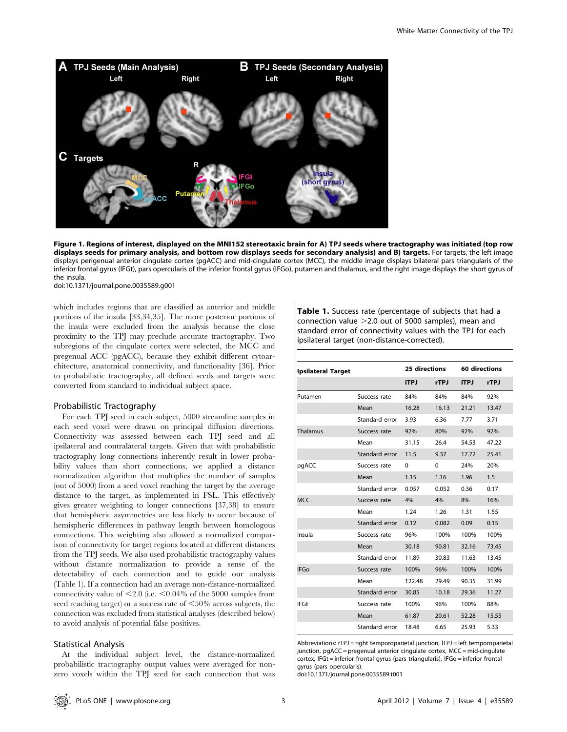Figure 1. Regions of interest, displayed on the MNI152 stereotaxic brain for A) TPJ seeds where tractography was initiated (top row displays seeds for primary analysis, and bottom row displays seeds for secondary analysis) and B) targets. For targets, the left image displays perigenual anterior cingulate cortex (pgACC) and mid-cingulate cortex (MCC), the middle image displays bilateral pars triangularis of the inferior frontal gyrus (IFGt), pars opercularis of the inferior frontal gyrus (IFGo), putamen and thalamus, and the right image displays the short gyrus of the insula.
doi:10.1371/journal.pone.0035589.g001

which includes regions that are classified as anterior and middle portions of the insula [33,34,35]. The more posterior portions of the insula were excluded from the analysis because the close proximity to the TPJ may preclude accurate tractography. Two subregions of the cingulate cortex were selected, the MCC and pregenual ACC (pgACC), because they exhibit different cytoarchitecture, anatomical connectivity, and functionality [36]. Prior to probabilistic tractography, all defined seeds and targets were converted from standard to individual subject space.

## Probabilistic Tractography

For each TPJ seed in each subject, 5000 streamline samples in each seed voxel were drawn on principal diffusion directions. Connectivity was assessed between each TPJ seed and all ipsilateral and contralateral targets. Given that with probabilistic tractography long connections inherently result in lower probability values than short connections, we applied a distance normalization algorithm that multiplies the number of samples (out of 5000) from a seed voxel reaching the target by the average distance to the target, as implemented in FSL. This effectively gives greater weighting to longer connections [37,38] to ensure that hemispheric asymmetries are less likely to occur because of hemispheric differences in pathway length between homologous connections. This weighting also allowed a normalized comparison of connectivity for target regions located at different distances from the TPJ seeds. We also used probabilistic tractography values without distance normalization to provide a sense of the detectability of each connection and to guide our analysis (Table 1). If a connection had an average non-distance-normalized connectivity value of <2.0 (i.e. <0.04% of the 5000 samples from seed reaching target) or a success rate of <50% across subjects, the connection was excluded from statistical analyses (described below) to avoid analysis of potential false positives.

## Statistical Analysis

At the individual subject level, the distance-normalized probabilistic tractography output values were averaged for non-zero voxels within the TPJ seed for each connection that was

**Table 1.** Success rate (percentage of subjects that had a connection value >2.0 out of 5000 samples), mean and standard error of connectivity values with the TPJ for each ipsilateral target (non-distance-corrected).

| Ipsilateral Target | | 25 directions | | 60 directions | |
|---|---|---|---|---|---|
| | | lTPJ | rTPJ | lTPJ | rTPJ |
| Putamen | Success rate | 84% | 84% | 84% | 92% |
| | Mean | 16.28 | 16.13 | 21.21 | 13.47 |
| | Standard error | 3.93 | 6.36 | 7.77 | 3.71 |
| Thalamus | Success rate | 92% | 80% | 92% | 92% |
| | Mean | 31.15 | 26.4 | 54.53 | 47.22 |
| | Standard error | 11.5 | 9.37 | 17.72 | 25.41 |
| pgACC | Success rate | 0 | 0 | 24% | 20% |
| | Mean | 1.15 | 1.16 | 1.96 | 1.5 |
| | Standard error | 0.057 | 0.052 | 0.36 | 0.17 |
| MCC | Success rate | 4% | 4% | 8% | 16% |
| | Mean | 1.24 | 1.26 | 1.31 | 1.55 |
| | Standard error | 0.12 | 0.082 | 0.09 | 0.15 |
| Insula | Success rate | 96% | 100% | 100% | 100% |
| | Mean | 30.18 | 90.81 | 32.16 | 73.45 |
| | Standard error | 11.89 | 30.83 | 11.63 | 13.45 |
| IFGo | Success rate | 100% | 96% | 100% | 100% |
| | Mean | 122.48 | 29.49 | 90.35 | 31.99 |
| | Standard error | 30.85 | 10.18 | 29.36 | 11.27 |
| IFGt | Success rate | 100% | 96% | 100% | 88% |
| | Mean | 61.87 | 20.61 | 52.28 | 15.55 |
| | Standard error | 18.48 | 6.65 | 25.93 | 5.33 |

Abbreviations: rTPJ = right temporoparietal junction, lTPJ = left temporoparietal junction, pgACC = pregenual anterior cingulate cortex, MCC = mid-cingulate cortex, IFGt = inferior frontal gyrus (pars triangularis), IFGo = inferior frontal gyrus (pars opercularis).
doi:10.1371/journal.pone.0035589.t001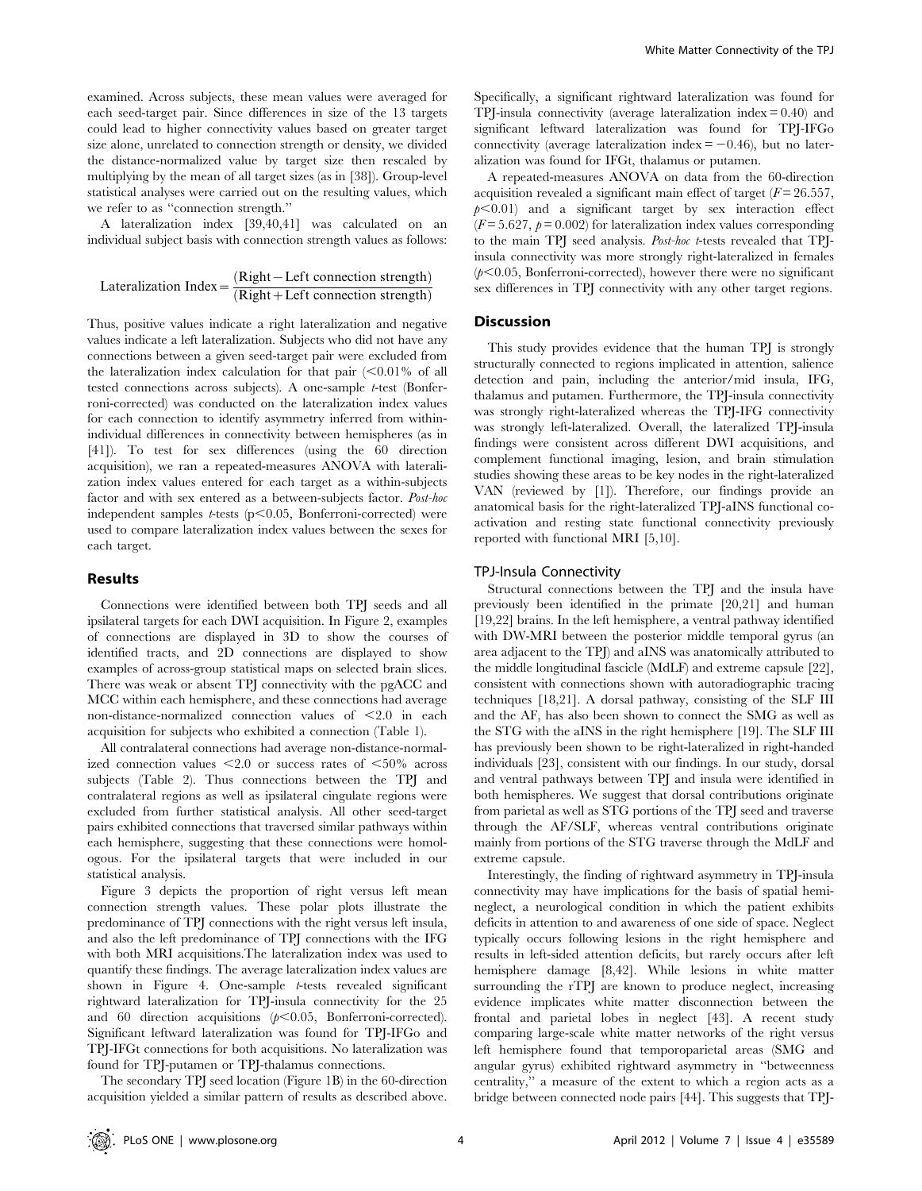examined. Across subjects, these mean values were averaged for each seed-target pair. Since differences in size of the 13 targets could lead to higher connectivity values based on greater target size alone, unrelated to connection strength or density, we divided the distance-normalized value by target size then rescaled by multiplying by the mean of all target sizes (as in [38]). Group-level statistical analyses were carried out on the resulting values, which we refer to as "connection strength."

A lateralization index [39,40,41] was calculated on an individual subject basis with connection strength values as follows:

$$\text{Lateralization Index} = \frac{(\text{Right} - \text{Left connection strength})}{(\text{Right} + \text{Left connection strength})}$$

Thus, positive values indicate a right lateralization and negative values indicate a left lateralization. Subjects who did not have any connections between a given seed-target pair were excluded from the lateralization index calculation for that pair (<0.01% of all tested connections across subjects). A one-sample *t*-test (Bonferroni-corrected) was conducted on the lateralization index values for each connection to identify asymmetry inferred from within-individual differences in connectivity between hemispheres (as in [41]). To test for sex differences (using the 60 direction acquisition), we ran a repeated-measures ANOVA with lateralization index values entered for each target as a within-subjects factor and with sex entered as a between-subjects factor. *Post-hoc* independent samples *t*-tests ($p<0.05$, Bonferroni-corrected) were used to compare lateralization index values between the sexes for each target.

## Results

Connections were identified between both TPJ seeds and all ipsilateral targets for each DWI acquisition. In Figure 2, examples of connections are displayed in 3D to show the courses of identified tracts, and 2D connections are displayed to show examples of across-group statistical maps on selected brain slices. There was weak or absent TPJ connectivity with the pgACC and MCC within each hemisphere, and these connections had average non-distance-normalized connection values of <2.0 in each acquisition for subjects who exhibited a connection (Table 1).

All contralateral connections had average non-distance-normalized connection values <2.0 or success rates of <50% across subjects (Table 2). Thus connections between the TPJ and contralateral regions as well as ipsilateral cingulate regions were excluded from further statistical analysis. All other seed-target pairs exhibited connections that traversed similar pathways within each hemisphere, suggesting that these connections were homologous. For the ipsilateral targets that were included in our statistical analysis.

Figure 3 depicts the proportion of right versus left mean connection strength values. These polar plots illustrate the predominance of TPJ connections with the right versus left insula, and also the left predominance of TPJ connections with the IFG with both MRI acquisitions.The lateralization index was used to quantify these findings. The average lateralization index values are shown in Figure 4. One-sample *t*-tests revealed significant rightward lateralization for TPJ-insula connectivity for the 25 and 60 direction acquisitions ($p<0.05$, Bonferroni-corrected). Significant leftward lateralization was found for TPJ-IFGo and TPJ-IFGt connections for both acquisitions. No lateralization was found for TPJ-putamen or TPJ-thalamus connections.

The secondary TPJ seed location (Figure 1B) in the 60-direction acquisition yielded a similar pattern of results as described above. Specifically, a significant rightward lateralization was found for TPJ-insula connectivity (average lateralization index = 0.40) and significant leftward lateralization was found for TPJ-IFGo connectivity (average lateralization index = −0.46), but no lateralization was found for IFGt, thalamus or putamen.

A repeated-measures ANOVA on data from the 60-direction acquisition revealed a significant main effect of target ($F = 26.557$, $p<0.01$) and a significant target by sex interaction effect ($F = 5.627$, $p = 0.002$) for lateralization index values corresponding to the main TPJ seed analysis. *Post-hoc t*-tests revealed that TPJ-insula connectivity was more strongly right-lateralized in females ($p<0.05$, Bonferroni-corrected), however there were no significant sex differences in TPJ connectivity with any other target regions.

## Discussion

This study provides evidence that the human TPJ is strongly structurally connected to regions implicated in attention, salience detection and pain, including the anterior/mid insula, IFG, thalamus and putamen. Furthermore, the TPJ-insula connectivity was strongly right-lateralized whereas the TPJ-IFG connectivity was strongly left-lateralized. Overall, the lateralized TPJ-insula findings were consistent across different DWI acquisitions, and complement functional imaging, lesion, and brain stimulation studies showing these areas to be key nodes in the right-lateralized VAN (reviewed by [1]). Therefore, our findings provide an anatomical basis for the right-lateralized TPJ-aINS functional co-activation and resting state functional connectivity previously reported with functional MRI [5,10].

### TPJ-Insula Connectivity

Structural connections between the TPJ and the insula have previously been identified in the primate [20,21] and human [19,22] brains. In the left hemisphere, a ventral pathway identified with DW-MRI between the posterior middle temporal gyrus (an area adjacent to the TPJ) and aINS was anatomically attributed to the middle longitudinal fascicle (MdLF) and extreme capsule [22], consistent with connections shown with autoradiographic tracing techniques [18,21]. A dorsal pathway, consisting of the SLF III and the AF, has also been shown to connect the SMG as well as the STG with the aINS in the right hemisphere [19]. The SLF III has previously been shown to be right-lateralized in right-handed individuals [23], consistent with our findings. In our study, dorsal and ventral pathways between TPJ and insula were identified in both hemispheres. We suggest that dorsal contributions originate from parietal as well as STG portions of the TPJ seed and traverse through the AF/SLF, whereas ventral contributions originate mainly from portions of the STG traverse through the MdLF and extreme capsule.

Interestingly, the finding of rightward asymmetry in TPJ-insula connectivity may have implications for the basis of spatial hemineglect, a neurological condition in which the patient exhibits deficits in attention to and awareness of one side of space. Neglect typically occurs following lesions in the right hemisphere and results in left-sided attention deficits, but rarely occurs after left hemisphere damage [8,42]. While lesions in white matter surrounding the rTPJ are known to produce neglect, increasing evidence implicates white matter disconnection between the frontal and parietal lobes in neglect [43]. A recent study comparing large-scale white matter networks of the right versus left hemisphere found that temporoparietal areas (SMG and angular gyrus) exhibited rightward asymmetry in "betweenness centrality," a measure of the extent to which a region acts as a bridge between connected node pairs [44]. This suggests that TPJ-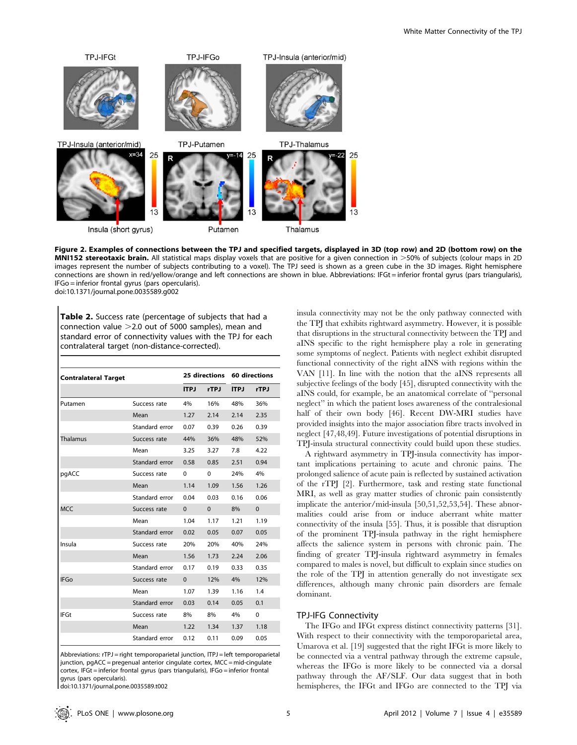**Figure 2. Examples of connections between the TPJ and specified targets, displayed in 3D (top row) and 2D (bottom row) on the MNI152 stereotaxic brain.** All statistical maps display voxels that are positive for a given connection in >50% of subjects (colour maps in 2D images represent the number of subjects contributing to a voxel). The TPJ seed is shown as a green cube in the 3D images. Right hemisphere connections are shown in red/yellow/orange and left connections are shown in blue. Abbreviations: IFGt = inferior frontal gyrus (pars triangularis), IFGo = inferior frontal gyrus (pars opercularis).
doi:10.1371/journal.pone.0035589.g002

**Table 2.** Success rate (percentage of subjects that had a connection value >2.0 out of 5000 samples), mean and standard error of connectivity values with the TPJ for each contralateral target (non-distance-corrected).

| Contralateral Target | | 25 directions | | 60 directions | |
|---|---|---|---|---|---|
| | | lTPJ | rTPJ | lTPJ | rTPJ |
| Putamen | Success rate | 4% | 16% | 48% | 36% |
| | Mean | 1.27 | 2.14 | 2.14 | 2.35 |
| | Standard error | 0.07 | 0.39 | 0.26 | 0.39 |
| Thalamus | Success rate | 44% | 36% | 48% | 52% |
| | Mean | 3.25 | 3.27 | 7.8 | 4.22 |
| | Standard error | 0.58 | 0.85 | 2.51 | 0.94 |
| pgACC | Success rate | 0 | 0 | 24% | 4% |
| | Mean | 1.14 | 1.09 | 1.56 | 1.26 |
| | Standard error | 0.04 | 0.03 | 0.16 | 0.06 |
| MCC | Success rate | 0 | 0 | 8% | 0 |
| | Mean | 1.04 | 1.17 | 1.21 | 1.19 |
| | Standard error | 0.02 | 0.05 | 0.07 | 0.05 |
| Insula | Success rate | 20% | 20% | 40% | 24% |
| | Mean | 1.56 | 1.73 | 2.24 | 2.06 |
| | Standard error | 0.17 | 0.19 | 0.33 | 0.35 |
| IFGo | Success rate | 0 | 12% | 4% | 12% |
| | Mean | 1.07 | 1.39 | 1.16 | 1.4 |
| | Standard error | 0.03 | 0.14 | 0.05 | 0.1 |
| IFGt | Success rate | 8% | 8% | 4% | 0 |
| | Mean | 1.22 | 1.34 | 1.37 | 1.18 |
| | Standard error | 0.12 | 0.11 | 0.09 | 0.05 |

Abbreviations: rTPJ = right temporoparietal junction, lTPJ = left temporoparietal junction, pgACC = pregenual anterior cingulate cortex, MCC = mid-cingulate cortex, IFGt = inferior frontal gyrus (pars triangularis), IFGo = inferior frontal gyrus (pars opercularis).
doi:10.1371/journal.pone.0035589.t002

insula connectivity may not be the only pathway connected with the TPJ that exhibits rightward asymmetry. However, it is possible that disruptions in the structural connectivity between the TPJ and aINS specific to the right hemisphere play a role in generating some symptoms of neglect. Patients with neglect exhibit disrupted functional connectivity of the right aINS with regions within the VAN [11]. In line with the notion that the aINS represents all subjective feelings of the body [45], disrupted connectivity with the aINS could, for example, be an anatomical correlate of "personal neglect" in which the patient loses awareness of the contralesional half of their own body [46]. Recent DW-MRI studies have provided insights into the major association fibre tracts involved in neglect [47,48,49]. Future investigations of potential disruptions in TPJ-insula structural connectivity could build upon these studies.

A rightward asymmetry in TPJ-insula connectivity has important implications pertaining to acute and chronic pains. The prolonged salience of acute pain is reflected by sustained activation of the rTPJ [2]. Furthermore, task and resting state functional MRI, as well as gray matter studies of chronic pain consistently implicate the anterior/mid-insula [50,51,52,53,54]. These abnormalities could arise from or induce aberrant white matter connectivity of the insula [55]. Thus, it is possible that disruption of the prominent TPJ-insula pathway in the right hemisphere affects the salience system in persons with chronic pain. The finding of greater TPJ-insula rightward asymmetry in females compared to males is novel, but difficult to explain since studies on the role of the TPJ in attention generally do not investigate sex differences, although many chronic pain disorders are female dominant.

## TPJ-IFG Connectivity

The IFGo and IFGt express distinct connectivity patterns [31]. With respect to their connectivity with the temporoparietal area, Umarova et al. [19] suggested that the right IFGt is more likely to be connected via a ventral pathway through the extreme capsule, whereas the IFGo is more likely to be connected via a dorsal pathway through the AF/SLF. Our data suggest that in both hemispheres, the IFGt and IFGo are connected to the TPJ via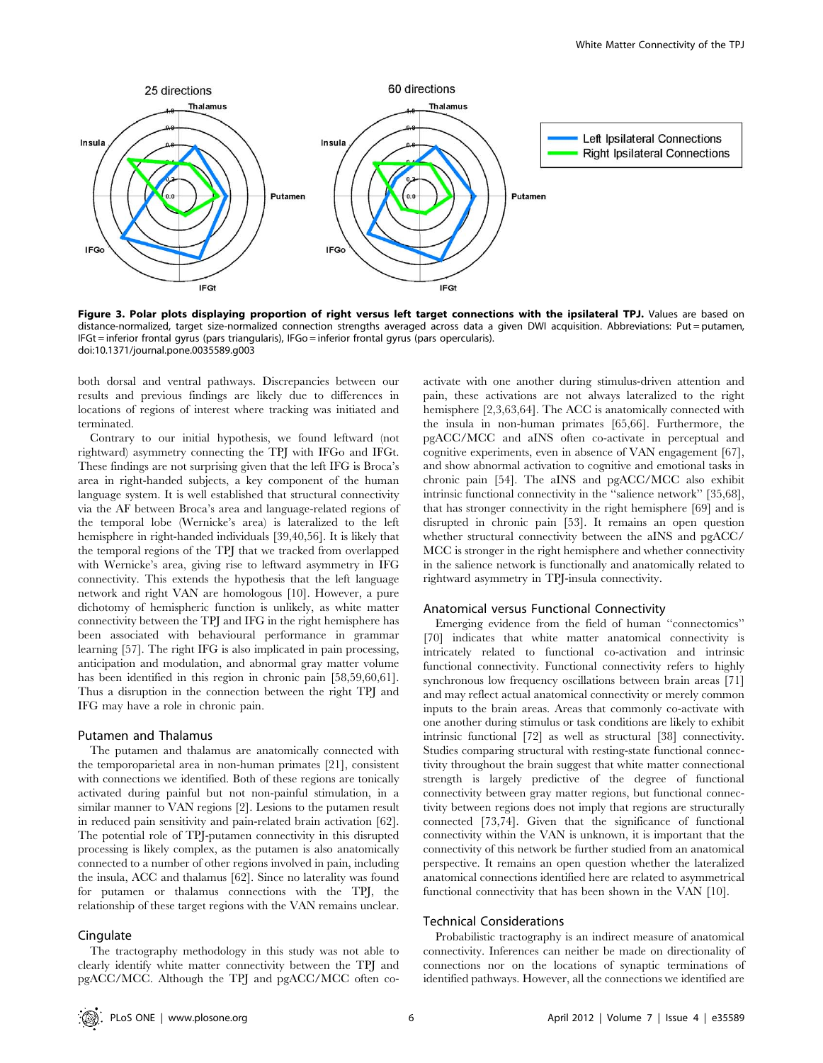**Figure 3. Polar plots displaying proportion of right versus left target connections with the ipsilateral TPJ.** Values are based on distance-normalized, target size-normalized connection strengths averaged across data a given DWI acquisition. Abbreviations: Put = putamen, IFGt = inferior frontal gyrus (pars triangularis), IFGo = inferior frontal gyrus (pars opercularis).
doi:10.1371/journal.pone.0035589.g003

both dorsal and ventral pathways. Discrepancies between our results and previous findings are likely due to differences in locations of regions of interest where tracking was initiated and terminated.

Contrary to our initial hypothesis, we found leftward (not rightward) asymmetry connecting the TPJ with IFGo and IFGt. These findings are not surprising given that the left IFG is Broca's area in right-handed subjects, a key component of the human language system. It is well established that structural connectivity via the AF between Broca's area and language-related regions of the temporal lobe (Wernicke's area) is lateralized to the left hemisphere in right-handed individuals [39,40,56]. It is likely that the temporal regions of the TPJ that we tracked from overlapped with Wernicke's area, giving rise to leftward asymmetry in IFG connectivity. This extends the hypothesis that the left language network and right VAN are homologous [10]. However, a pure dichotomy of hemispheric function is unlikely, as white matter connectivity between the TPJ and IFG in the right hemisphere has been associated with behavioural performance in grammar learning [57]. The right IFG is also implicated in pain processing, anticipation and modulation, and abnormal gray matter volume has been identified in this region in chronic pain [58,59,60,61]. Thus a disruption in the connection between the right TPJ and IFG may have a role in chronic pain.

### Putamen and Thalamus

The putamen and thalamus are anatomically connected with the temporoparietal area in non-human primates [21], consistent with connections we identified. Both of these regions are tonically activated during painful but not non-painful stimulation, in a similar manner to VAN regions [2]. Lesions to the putamen result in reduced pain sensitivity and pain-related brain activation [62]. The potential role of TPJ-putamen connectivity in this disrupted processing is likely complex, as the putamen is also anatomically connected to a number of other regions involved in pain, including the insula, ACC and thalamus [62]. Since no laterality was found for putamen or thalamus connections with the TPJ, the relationship of these target regions with the VAN remains unclear.

### Cingulate

The tractography methodology in this study was not able to clearly identify white matter connectivity between the TPJ and pgACC/MCC. Although the TPJ and pgACC/MCC often co-activate with one another during stimulus-driven attention and pain, these activations are not always lateralized to the right hemisphere [2,3,63,64]. The ACC is anatomically connected with the insula in non-human primates [65,66]. Furthermore, the pgACC/MCC and aINS often co-activate in perceptual and cognitive experiments, even in absence of VAN engagement [67], and show abnormal activation to cognitive and emotional tasks in chronic pain [54]. The aINS and pgACC/MCC also exhibit intrinsic functional connectivity in the "salience network" [35,68], that has stronger connectivity in the right hemisphere [69] and is disrupted in chronic pain [53]. It remains an open question whether structural connectivity between the aINS and pgACC/MCC is stronger in the right hemisphere and whether connectivity in the salience network is functionally and anatomically related to rightward asymmetry in TPJ-insula connectivity.

### Anatomical versus Functional Connectivity

Emerging evidence from the field of human "connectomics" [70] indicates that white matter anatomical connectivity is intricately related to functional co-activation and intrinsic functional connectivity. Functional connectivity refers to highly synchronous low frequency oscillations between brain areas [71] and may reflect actual anatomical connectivity or merely common inputs to the brain areas. Areas that commonly co-activate with one another during stimulus or task conditions are likely to exhibit intrinsic functional [72] as well as structural [38] connectivity. Studies comparing structural with resting-state functional connectivity throughout the brain suggest that white matter connectional strength is largely predictive of the degree of functional connectivity between gray matter regions, but functional connectivity between regions does not imply that regions are structurally connected [73,74]. Given that the significance of functional connectivity within the VAN is unknown, it is important that the connectivity of this network be further studied from an anatomical perspective. It remains an open question whether the lateralized anatomical connections identified here are related to asymmetrical functional connectivity that has been shown in the VAN [10].

### Technical Considerations

Probabilistic tractography is an indirect measure of anatomical connectivity. Inferences can neither be made on directionality of connections nor on the locations of synaptic terminations of identified pathways. However, all the connections we identified are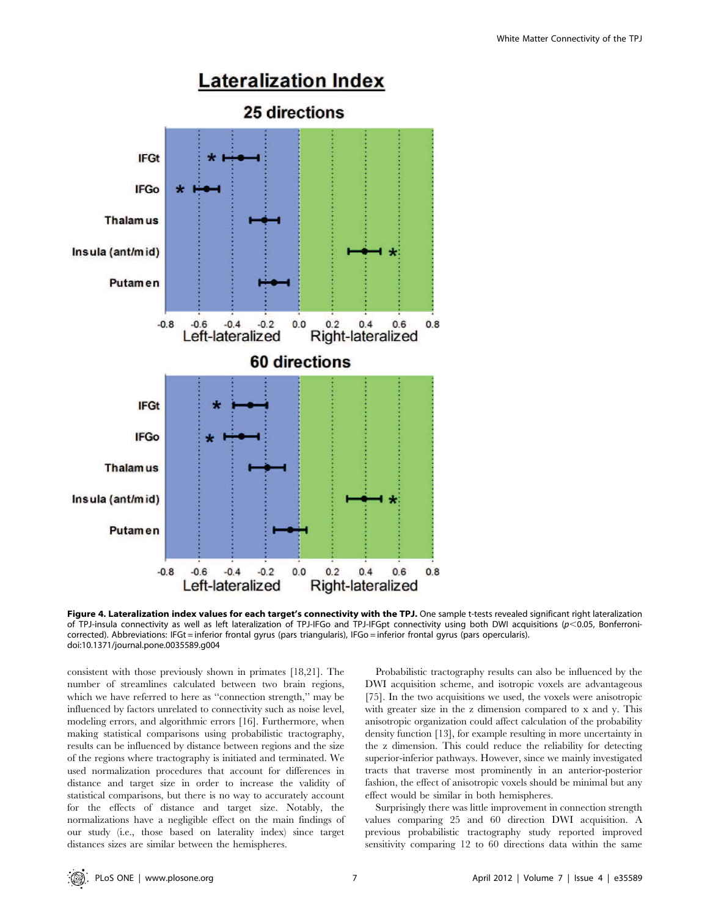**Figure 4. Lateralization index values for each target's connectivity with the TPJ.** One sample t-tests revealed significant right lateralization of TPJ-insula connectivity as well as left lateralization of TPJ-IFGo and TPJ-IFGpt connectivity using both DWI acquisitions ($p<0.05$, Bonferroni-corrected). Abbreviations: IFGt = inferior frontal gyrus (pars triangularis), IFGo = inferior frontal gyrus (pars opercularis).
doi:10.1371/journal.pone.0035589.g004

consistent with those previously shown in primates [18,21]. The number of streamlines calculated between two brain regions, which we have referred to here as "connection strength," may be influenced by factors unrelated to connectivity such as noise level, modeling errors, and algorithmic errors [16]. Furthermore, when making statistical comparisons using probabilistic tractography, results can be influenced by distance between regions and the size of the regions where tractography is initiated and terminated. We used normalization procedures that account for differences in distance and target size in order to increase the validity of statistical comparisons, but there is no way to accurately account for the effects of distance and target size. Notably, the normalizations have a negligible effect on the main findings of our study (i.e., those based on laterality index) since target distances sizes are similar between the hemispheres.

Probabilistic tractography results can also be influenced by the DWI acquisition scheme, and isotropic voxels are advantageous [75]. In the two acquisitions we used, the voxels were anisotropic with greater size in the z dimension compared to x and y. This anisotropic organization could affect calculation of the probability density function [13], for example resulting in more uncertainty in the z dimension. This could reduce the reliability for detecting superior-inferior pathways. However, since we mainly investigated tracts that traverse most prominently in an anterior-posterior fashion, the effect of anisotropic voxels should be minimal but any effect would be similar in both hemispheres.

Surprisingly there was little improvement in connection strength values comparing 25 and 60 direction DWI acquisition. A previous probabilistic tractography study reported improved sensitivity comparing 12 to 60 directions data within the same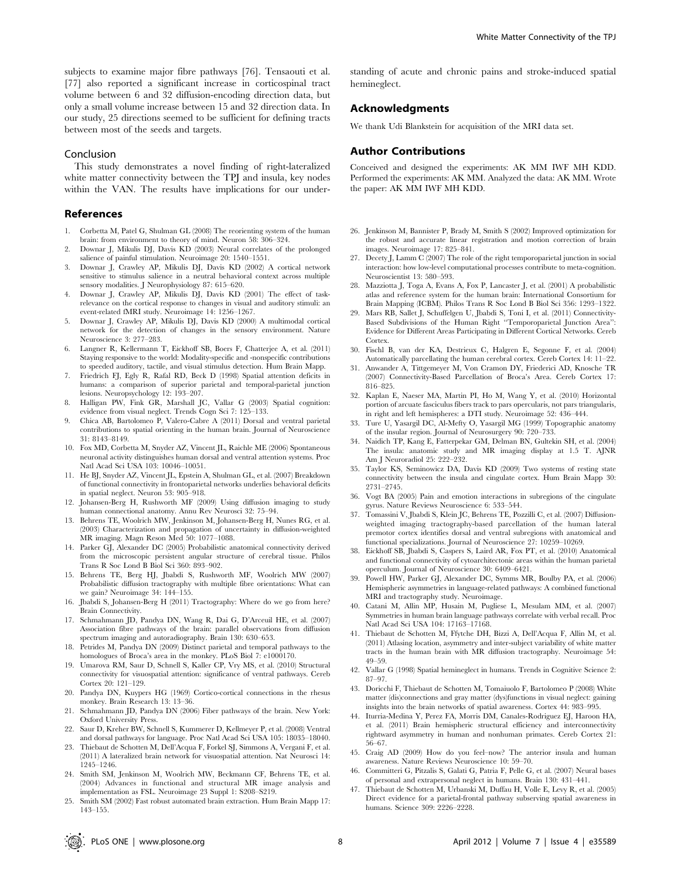subjects to examine major fibre pathways [76]. Tensaouti et al. [77] also reported a significant increase in corticospinal tract volume between 6 and 32 diffusion-encoding direction data, but only a small volume increase between 15 and 32 direction data. In our study, 25 directions seemed to be sufficient for defining tracts between most of the seeds and targets.

### Conclusion

This study demonstrates a novel finding of right-lateralized white matter connectivity between the TPJ and insula, key nodes within the VAN. The results have implications for our understanding of acute and chronic pains and stroke-induced spatial hemineglect.

## Acknowledgments

We thank Udi Blankstein for acquisition of the MRI data set.

## Author Contributions

Conceived and designed the experiments: AK MM IWF MH KDD. Performed the experiments: AK MM. Analyzed the data: AK MM. Wrote the paper: AK MM IWF MH KDD.

## References

1. Corbetta M, Patel G, Shulman GL (2008) The reorienting system of the human brain: from environment to theory of mind. Neuron 58: 306–324.
2. Downar J, Mikulis DJ, Davis KD (2003) Neural correlates of the prolonged salience of painful stimulation. Neuroimage 20: 1540–1551.
3. Downar J, Crawley AP, Mikulis DJ, Davis KD (2002) A cortical network sensitive to stimulus salience in a neutral behavioral context across multiple sensory modalities. J Neurophysiology 87: 615–620.
4. Downar J, Crawley AP, Mikulis DJ, Davis KD (2001) The effect of task-relevance on the cortical response to changes in visual and auditory stimuli: an event-related fMRI study. Neuroimage 14: 1256–1267.
5. Downar J, Crawley AP, Mikulis DJ, Davis KD (2000) A multimodal cortical network for the detection of changes in the sensory environment. Nature Neuroscience 3: 277–283.
6. Langner R, Kellermann T, Eickhoff SB, Boers F, Chatterjee A, et al. (2011) Staying responsive to the world: Modality-specific and -nonspecific contributions to speeded auditory, tactile, and visual stimulus detection. Hum Brain Mapp.
7. Friedrich FJ, Egly R, Rafal RD, Beck D (1998) Spatial attention deficits in humans: a comparison of superior parietal and temporal-parietal junction lesions. Neuropsychology 12: 193–207.
8. Halligan PW, Fink GR, Marshall JC, Vallar G (2003) Spatial cognition: evidence from visual neglect. Trends Cogn Sci 7: 125–133.
9. Chica AB, Bartolomeo P, Valero-Cabre A (2011) Dorsal and ventral parietal contributions to spatial orienting in the human brain. Journal of Neuroscience 31: 8143–8149.
10. Fox MD, Corbetta M, Snyder AZ, Vincent JL, Raichle ME (2006) Spontaneous neuronal activity distinguishes human dorsal and ventral attention systems. Proc Natl Acad Sci USA 103: 10046–10051.
11. He BJ, Snyder AZ, Vincent JL, Epstein A, Shulman GL, et al. (2007) Breakdown of functional connectivity in frontoparietal networks underlies behavioral deficits in spatial neglect. Neuron 53: 905–918.
12. Johansen-Berg H, Rushworth MF (2009) Using diffusion imaging to study human connectional anatomy. Annu Rev Neurosci 32: 75–94.
13. Behrens TE, Woolrich MW, Jenkinson M, Johansen-Berg H, Nunes RG, et al. (2003) Characterization and propagation of uncertainty in diffusion-weighted MR imaging. Magn Reson Med 50: 1077–1088.
14. Parker GJ, Alexander DC (2005) Probabilistic anatomical connectivity derived from the microscopic persistent angular structure of cerebral tissue. Philos Trans R Soc Lond B Biol Sci 360: 893–902.
15. Behrens TE, Berg HJ, Jbabdi S, Rushworth MF, Woolrich MW (2007) Probabilistic diffusion tractography with multiple fibre orientations: What can we gain? Neuroimage 34: 144–155.
16. Jbabdi S, Johansen-Berg H (2011) Tractography: Where do we go from here? Brain Connectivity.
17. Schmahmann JD, Pandya DN, Wang R, Dai G, D'Arceuil HE, et al. (2007) Association fibre pathways of the brain: parallel observations from diffusion spectrum imaging and autoradiography. Brain 130: 630–653.
18. Petrides M, Pandya DN (2009) Distinct parietal and temporal pathways to the homologues of Broca's area in the monkey. PLoS Biol 7: e1000170.
19. Umarova RM, Saur D, Schnell S, Kaller CP, Vry MS, et al. (2010) Structural connectivity for visuospatial attention: significance of ventral pathways. Cereb Cortex 20: 121–129.
20. Pandya DN, Kuypers HG (1969) Cortico-cortical connections in the rhesus monkey. Brain Research 13: 13–36.
21. Schmahmann JD, Pandya DN (2006) Fiber pathways of the brain. New York: Oxford University Press.
22. Saur D, Kreher BW, Schnell S, Kummerer D, Kellmeyer P, et al. (2008) Ventral and dorsal pathways for language. Proc Natl Acad Sci USA 105: 18035–18040.
23. Thiebaut de Schotten M, Dell'Acqua F, Forkel SJ, Simmons A, Vergani F, et al. (2011) A lateralized brain network for visuospatial attention. Nat Neurosci 14: 1245–1246.
24. Smith SM, Jenkinson M, Woolrich MW, Beckmann CF, Behrens TE, et al. (2004) Advances in functional and structural MR image analysis and implementation as FSL. Neuroimage 23 Suppl 1: S208–S219.
25. Smith SM (2002) Fast robust automated brain extraction. Hum Brain Mapp 17: 143–155.
26. Jenkinson M, Bannister P, Brady M, Smith S (2002) Improved optimization for the robust and accurate linear registration and motion correction of brain images. Neuroimage 17: 825–841.
27. Decety J, Lamm C (2007) The role of the right temporoparietal junction in social interaction: how low-level computational processes contribute to meta-cognition. Neuroscientist 13: 580–593.
28. Mazziotta J, Toga A, Evans A, Fox P, Lancaster J, et al. (2001) A probabilistic atlas and reference system for the human brain: International Consortium for Brain Mapping (ICBM). Philos Trans R Soc Lond B Biol Sci 356: 1293–1322.
29. Mars RB, Sallet J, Schuffelgen U, Jbabdi S, Toni I, et al. (2011) Connectivity-Based Subdivisions of the Human Right "Temporoparietal Junction Area": Evidence for Different Areas Participating in Different Cortical Networks. Cereb Cortex.
30. Fischl B, van der Kouwe A, Destrieux C, Halgren E, Segonne F, et al. (2004) Automatically parcellating the human cerebral cortex. Cereb Cortex 14: 11–22.
31. Anwander A, Tittgemeyer M, Von Cramon DY, Friederici AD, Knosche TR (2007) Connectivity-Based Parcellation of Broca's Area. Cereb Cortex 17: 816–825.
32. Kaplan E, Naeser MA, Martin PI, Ho M, Wang Y, et al. (2010) Horizontal portion of arcuate fasciculus fibers track to pars opercularis, not pars triangularis, in right and left hemispheres: a DTI study. Neuroimage 52: 436–444.
33. Ture U, Yasargil DC, Al-Mefty O, Yasargil MG (1999) Topographic anatomy of the insular region. Journal of Neurosurgery 90: 720–733.
34. Naidich TP, Kang E, Fatterpekar GM, Delman BN, Gultekin SH, et al. (2004) The insula: anatomic study and MR imaging display at 1.5 T. AJNR Am J Neuroradiol 25: 222–232.
35. Taylor KS, Seminowicz DA, Davis KD (2009) Two systems of resting state connectivity between the insula and cingulate cortex. Hum Brain Mapp 30: 2731–2745.
36. Vogt BA (2005) Pain and emotion interactions in subregions of the cingulate gyrus. Nature Reviews Neuroscience 6: 533–544.
37. Tomassini V, Jbabdi S, Klein JC, Behrens TE, Pozzilli C, et al. (2007) Diffusion-weighted imaging tractography-based parcellation of the human lateral premotor cortex identifies dorsal and ventral subregions with anatomical and functional specializations. Journal of Neuroscience 27: 10259–10269.
38. Eickhoff SB, Jbabdi S, Caspers S, Laird AR, Fox PT, et al. (2010) Anatomical and functional connectivity of cytoarchitectonic areas within the human parietal operculum. Journal of Neuroscience 30: 6409–6421.
39. Powell HW, Parker GJ, Alexander DC, Symms MR, Boulby PA, et al. (2006) Hemispheric asymmetries in language-related pathways: A combined functional MRI and tractography study. Neuroimage.
40. Catani M, Allin MP, Husain M, Pugliese L, Mesulam MM, et al. (2007) Symmetries in human brain language pathways correlate with verbal recall. Proc Natl Acad Sci USA 104: 17163–17168.
41. Thiebaut de Schotten M, Ffytche DH, Bizzi A, Dell'Acqua F, Allin M, et al. (2011) Atlasing location, asymmetry and inter-subject variability of white matter tracts in the human brain with MR diffusion tractography. Neuroimage 54: 49–59.
42. Vallar G (1998) Spatial hemineglect in humans. Trends in Cognitive Science 2: 87–97.
43. Doricchi F, Thiebaut de Schotten M, Tomaiuolo F, Bartolomeo P (2008) White matter (dis)connections and gray matter (dys)functions in visual neglect: gaining insights into the brain networks of spatial awareness. Cortex 44: 983–995.
44. Iturria-Medina Y, Perez FA, Morris DM, Canales-Rodriguez EJ, Haroon HA, et al. (2011) Brain hemispheric structural efficiency and interconnectivity rightward asymmetry in human and nonhuman primates. Cereb Cortex 21: 56–67.
45. Craig AD (2009) How do you feel–now? The anterior insula and human awareness. Nature Reviews Neuroscience 10: 59–70.
46. Committeri G, Pitzalis S, Galati G, Patria F, Pelle G, et al. (2007) Neural bases of personal and extrapersonal neglect in humans. Brain 130: 431–441.
47. Thiebaut de Schotten M, Urbanski M, Duffau H, Volle E, Levy R, et al. (2005) Direct evidence for a parietal-frontal pathway subserving spatial awareness in humans. Science 309: 2226–2228.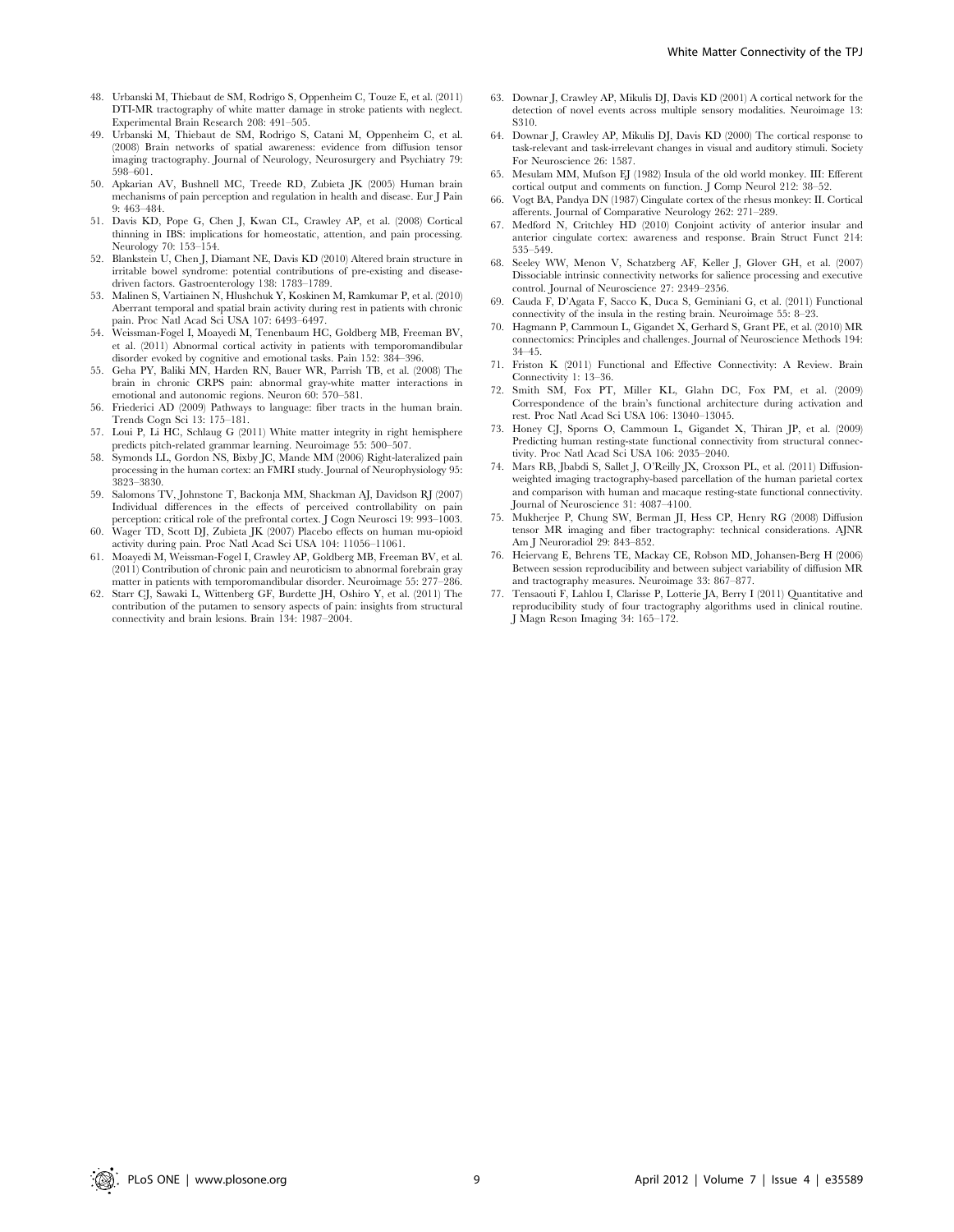48. Urbanski M, Thiebaut de SM, Rodrigo S, Oppenheim C, Touze E, et al. (2011) DTI-MR tractography of white matter damage in stroke patients with neglect. Experimental Brain Research 208: 491–505.
49. Urbanski M, Thiebaut de SM, Rodrigo S, Catani M, Oppenheim C, et al. (2008) Brain networks of spatial awareness: evidence from diffusion tensor imaging tractography. Journal of Neurology, Neurosurgery and Psychiatry 79: 598–601.
50. Apkarian AV, Bushnell MC, Treede RD, Zubieta JK (2005) Human brain mechanisms of pain perception and regulation in health and disease. Eur J Pain 9: 463–484.
51. Davis KD, Pope G, Chen J, Kwan CL, Crawley AP, et al. (2008) Cortical thinning in IBS: implications for homeostatic, attention, and pain processing. Neurology 70: 153–154.
52. Blankstein U, Chen J, Diamant NE, Davis KD (2010) Altered brain structure in irritable bowel syndrome: potential contributions of pre-existing and disease-driven factors. Gastroenterology 138: 1783–1789.
53. Malinen S, Vartiainen N, Hlushchuk Y, Koskinen M, Ramkumar P, et al. (2010) Aberrant temporal and spatial brain activity during rest in patients with chronic pain. Proc Natl Acad Sci USA 107: 6493–6497.
54. Weissman-Fogel I, Moayedi M, Tenenbaum HC, Goldberg MB, Freeman BV, et al. (2011) Abnormal cortical activity in patients with temporomandibular disorder evoked by cognitive and emotional tasks. Pain 152: 384–396.
55. Geha PY, Baliki MN, Harden RN, Bauer WR, Parrish TB, et al. (2008) The brain in chronic CRPS pain: abnormal gray-white matter interactions in emotional and autonomic regions. Neuron 60: 570–581.
56. Friederici AD (2009) Pathways to language: fiber tracts in the human brain. Trends Cogn Sci 13: 175–181.
57. Loui P, Li HC, Schlaug G (2011) White matter integrity in right hemisphere predicts pitch-related grammar learning. Neuroimage 55: 500–507.
58. Symonds LL, Gordon NS, Bixby JC, Mande MM (2006) Right-lateralized pain processing in the human cortex: an FMRI study. Journal of Neurophysiology 95: 3823–3830.
59. Salomons TV, Johnstone T, Backonja MM, Shackman AJ, Davidson RJ (2007) Individual differences in the effects of perceived controllability on pain perception: critical role of the prefrontal cortex. J Cogn Neurosci 19: 993–1003.
60. Wager TD, Scott DJ, Zubieta JK (2007) Placebo effects on human mu-opioid activity during pain. Proc Natl Acad Sci USA 104: 11056–11061.
61. Moayedi M, Weissman-Fogel I, Crawley AP, Goldberg MB, Freeman BV, et al. (2011) Contribution of chronic pain and neuroticism to abnormal forebrain gray matter in patients with temporomandibular disorder. Neuroimage 55: 277–286.
62. Starr CJ, Sawaki L, Wittenberg GF, Burdette JH, Oshiro Y, et al. (2011) The contribution of the putamen to sensory aspects of pain: insights from structural connectivity and brain lesions. Brain 134: 1987–2004.
63. Downar J, Crawley AP, Mikulis DJ, Davis KD (2001) A cortical network for the detection of novel events across multiple sensory modalities. Neuroimage 13: S310.
64. Downar J, Crawley AP, Mikulis DJ, Davis KD (2000) The cortical response to task-relevant and task-irrelevant changes in visual and auditory stimuli. Society For Neuroscience 26: 1587.
65. Mesulam MM, Mufson EJ (1982) Insula of the old world monkey. III: Efferent cortical output and comments on function. J Comp Neurol 212: 38–52.
66. Vogt BA, Pandya DN (1987) Cingulate cortex of the rhesus monkey: II. Cortical afferents. Journal of Comparative Neurology 262: 271–289.
67. Medford N, Critchley HD (2010) Conjoint activity of anterior insular and anterior cingulate cortex: awareness and response. Brain Struct Funct 214: 535–549.
68. Seeley WW, Menon V, Schatzberg AF, Keller J, Glover GH, et al. (2007) Dissociable intrinsic connectivity networks for salience processing and executive control. Journal of Neuroscience 27: 2349–2356.
69. Cauda F, D'Agata F, Sacco K, Duca S, Geminiani G, et al. (2011) Functional connectivity of the insula in the resting brain. Neuroimage 55: 8–23.
70. Hagmann P, Cammoun L, Gigandet X, Gerhard S, Grant PE, et al. (2010) MR connectomics: Principles and challenges. Journal of Neuroscience Methods 194: 34–45.
71. Friston K (2011) Functional and Effective Connectivity: A Review. Brain Connectivity 1: 13–36.
72. Smith SM, Fox PT, Miller KL, Glahn DC, Fox PM, et al. (2009) Correspondence of the brain's functional architecture during activation and rest. Proc Natl Acad Sci USA 106: 13040–13045.
73. Honey CJ, Sporns O, Cammoun L, Gigandet X, Thiran JP, et al. (2009) Predicting human resting-state functional connectivity from structural connectivity. Proc Natl Acad Sci USA 106: 2035–2040.
74. Mars RB, Jbabdi S, Sallet J, O'Reilly JX, Croxson PL, et al. (2011) Diffusion-weighted imaging tractography-based parcellation of the human parietal cortex and comparison with human and macaque resting-state functional connectivity. Journal of Neuroscience 31: 4087–4100.
75. Mukherjee P, Chung SW, Berman JI, Hess CP, Henry RG (2008) Diffusion tensor MR imaging and fiber tractography: technical considerations. AJNR Am J Neuroradiol 29: 843–852.
76. Heiervang E, Behrens TE, Mackay CE, Robson MD, Johansen-Berg H (2006) Between session reproducibility and between subject variability of diffusion MR and tractography measures. Neuroimage 33: 867–877.
77. Tensaouti F, Lahlou I, Clarisse P, Lotterie JA, Berry I (2011) Quantitative and reproducibility study of four tractography algorithms used in clinical routine. J Magn Reson Imaging 34: 165–172.